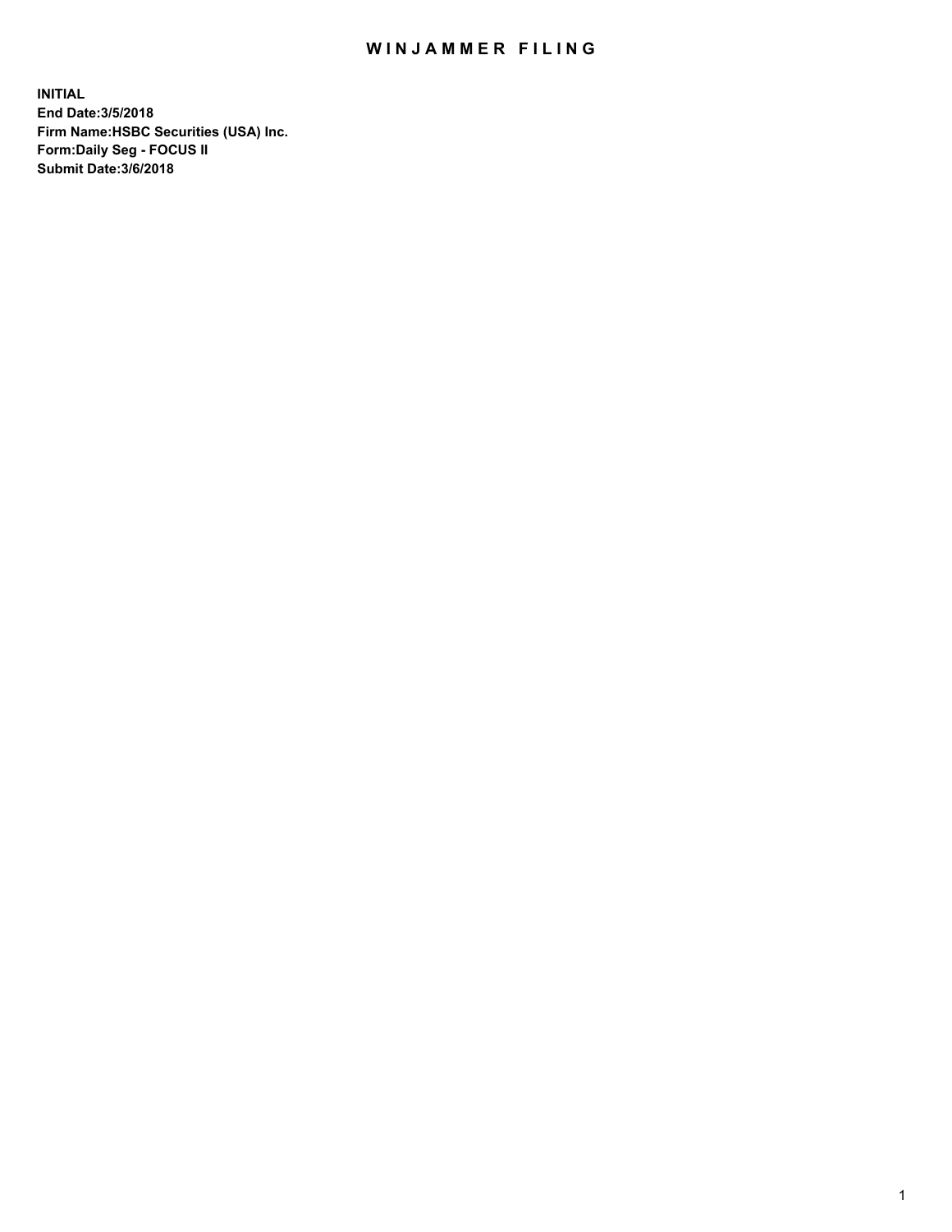# WINJAMMER FILING

**INITIAL**
**End Date:3/5/2018**
**Firm Name:HSBC Securities (USA) Inc.**
**Form:Daily Seg - FOCUS II**
**Submit Date:3/6/2018**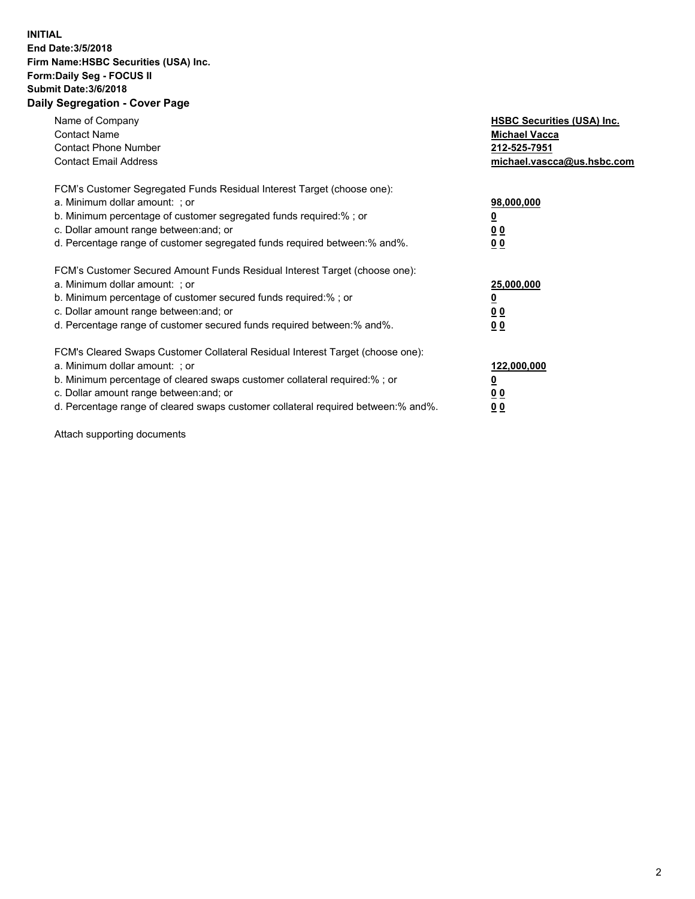**INITIAL**
**End Date:3/5/2018**
**Firm Name:HSBC Securities (USA) Inc.**
**Form:Daily Seg - FOCUS II**
**Submit Date:3/6/2018**

## Daily Segregation - Cover Page

| | |
|---|---|
| Name of Company | **HSBC Securities (USA) Inc.** |
| Contact Name | **Michael Vacca** |
| Contact Phone Number | **212-525-7951** |
| Contact Email Address | **michael.vascca@us.hsbc.com** |

FCM's Customer Segregated Funds Residual Interest Target (choose one):

| | |
|---|---|
| a. Minimum dollar amount: ; or | **98,000,000** |
| b. Minimum percentage of customer segregated funds required:% ; or | **0** |
| c. Dollar amount range between:and; or | **0 0** |
| d. Percentage range of customer segregated funds required between:% and%. | **0 0** |

FCM's Customer Secured Amount Funds Residual Interest Target (choose one):

| | |
|---|---|
| a. Minimum dollar amount: ; or | **25,000,000** |
| b. Minimum percentage of customer secured funds required:% ; or | **0** |
| c. Dollar amount range between:and; or | **0 0** |
| d. Percentage range of customer secured funds required between:% and%. | **0 0** |

FCM's Cleared Swaps Customer Collateral Residual Interest Target (choose one):

| | |
|---|---|
| a. Minimum dollar amount: ; or | **122,000,000** |
| b. Minimum percentage of cleared swaps customer collateral required:% ; or | **0** |
| c. Dollar amount range between:and; or | **0 0** |
| d. Percentage range of cleared swaps customer collateral required between:% and%. | **0 0** |

Attach supporting documents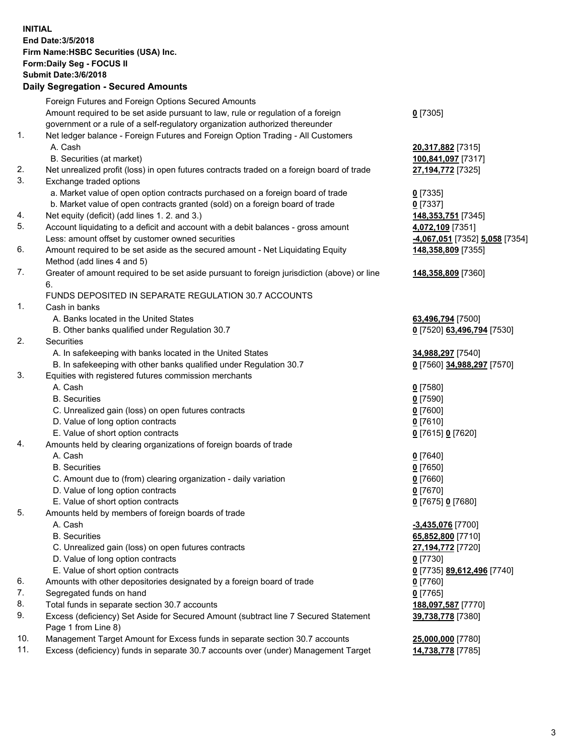**INITIAL**
**End Date:3/5/2018**
**Firm Name:HSBC Securities (USA) Inc.**
**Form:Daily Seg - FOCUS II**
**Submit Date:3/6/2018**

**Daily Segregation - Secured Amounts**

| | | |
|---|---|---|
| | Foreign Futures and Foreign Options Secured Amounts | |
| | Amount required to be set aside pursuant to law, rule or regulation of a foreign government or a rule of a self-regulatory organization authorized thereunder | **0** [7305] |
| 1. | Net ledger balance - Foreign Futures and Foreign Option Trading - All Customers | |
| | A. Cash | **20,317,882** [7315] |
| | B. Securities (at market) | **100,841,097** [7317] |
| 2. | Net unrealized profit (loss) in open futures contracts traded on a foreign board of trade | **27,194,772** [7325] |
| 3. | Exchange traded options | |
| | a. Market value of open option contracts purchased on a foreign board of trade | **0** [7335] |
| | b. Market value of open contracts granted (sold) on a foreign board of trade | **0** [7337] |
| 4. | Net equity (deficit) (add lines 1. 2. and 3.) | **148,353,751** [7345] |
| 5. | Account liquidating to a deficit and account with a debit balances - gross amount | **4,072,109** [7351] |
| | Less: amount offset by customer owned securities | **-4,067,051** [7352] **5,058** [7354] |
| 6. | Amount required to be set aside as the secured amount - Net Liquidating Equity Method (add lines 4 and 5) | **148,358,809** [7355] |
| 7. | Greater of amount required to be set aside pursuant to foreign jurisdiction (above) or line 6. | **148,358,809** [7360] |
| | FUNDS DEPOSITED IN SEPARATE REGULATION 30.7 ACCOUNTS | |
| 1. | Cash in banks | |
| | A. Banks located in the United States | **63,496,794** [7500] |
| | B. Other banks qualified under Regulation 30.7 | **0** [7520] **63,496,794** [7530] |
| 2. | Securities | |
| | A. In safekeeping with banks located in the United States | **34,988,297** [7540] |
| | B. In safekeeping with other banks qualified under Regulation 30.7 | **0** [7560] **34,988,297** [7570] |
| 3. | Equities with registered futures commission merchants | |
| | A. Cash | **0** [7580] |
| | B. Securities | **0** [7590] |
| | C. Unrealized gain (loss) on open futures contracts | **0** [7600] |
| | D. Value of long option contracts | **0** [7610] |
| | E. Value of short option contracts | **0** [7615] **0** [7620] |
| 4. | Amounts held by clearing organizations of foreign boards of trade | |
| | A. Cash | **0** [7640] |
| | B. Securities | **0** [7650] |
| | C. Amount due to (from) clearing organization - daily variation | **0** [7660] |
| | D. Value of long option contracts | **0** [7670] |
| | E. Value of short option contracts | **0** [7675] **0** [7680] |
| 5. | Amounts held by members of foreign boards of trade | |
| | A. Cash | **-3,435,076** [7700] |
| | B. Securities | **65,852,800** [7710] |
| | C. Unrealized gain (loss) on open futures contracts | **27,194,772** [7720] |
| | D. Value of long option contracts | **0** [7730] |
| | E. Value of short option contracts | **0** [7735] **89,612,496** [7740] |
| 6. | Amounts with other depositories designated by a foreign board of trade | **0** [7760] |
| 7. | Segregated funds on hand | **0** [7765] |
| 8. | Total funds in separate section 30.7 accounts | **188,097,587** [7770] |
| 9. | Excess (deficiency) Set Aside for Secured Amount (subtract line 7 Secured Statement Page 1 from Line 8) | **39,738,778** [7380] |
| 10. | Management Target Amount for Excess funds in separate section 30.7 accounts | **25,000,000** [7780] |
| 11. | Excess (deficiency) funds in separate 30.7 accounts over (under) Management Target | **14,738,778** [7785] |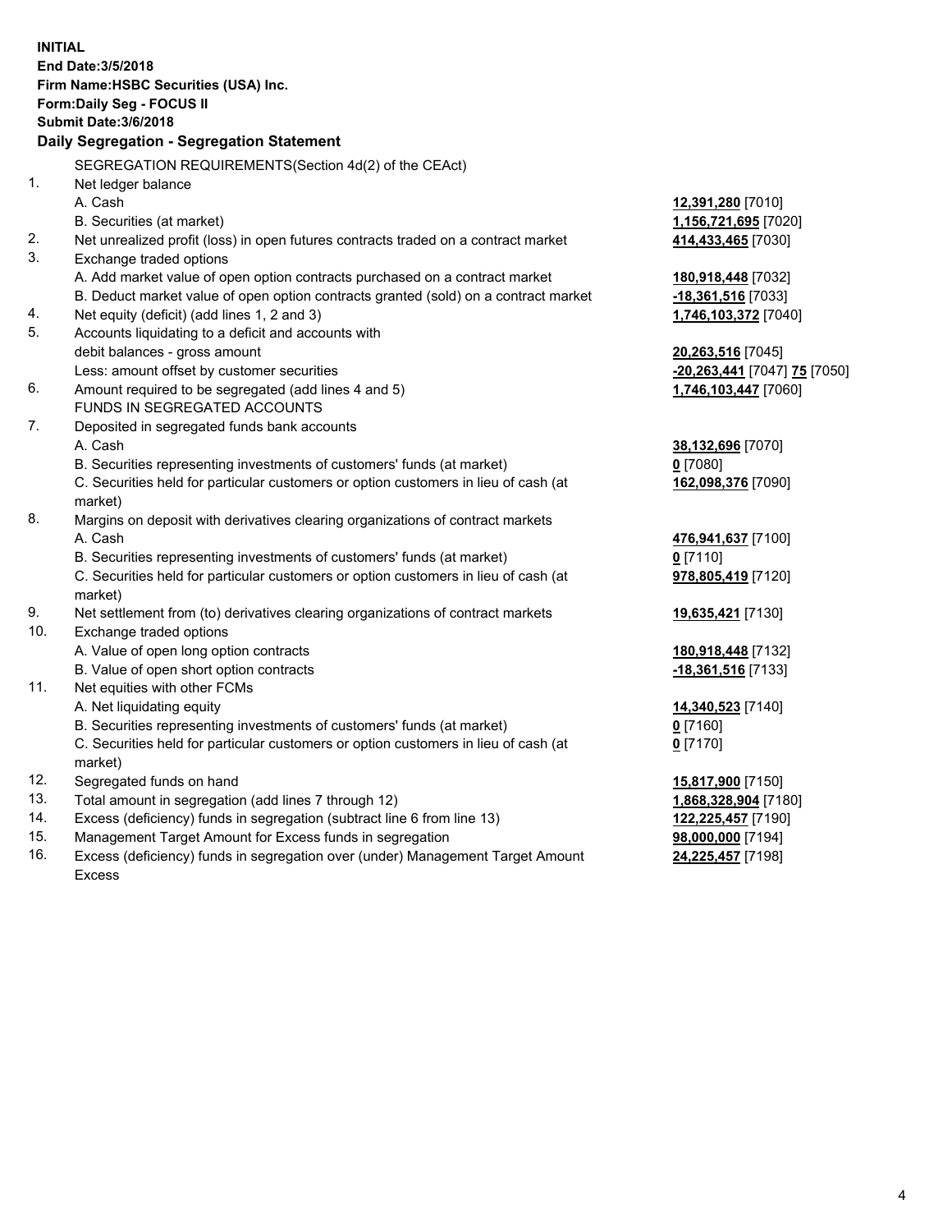**INITIAL**
**End Date:3/5/2018**
**Firm Name:HSBC Securities (USA) Inc.**
**Form:Daily Seg - FOCUS II**
**Submit Date:3/6/2018**

## Daily Segregation - Segregation Statement

SEGREGATION REQUIREMENTS(Section 4d(2) of the CEAct)

| | | |
|---|---|---|
| 1. | Net ledger balance | |
| | A. Cash | **12,391,280** [7010] |
| | B. Securities (at market) | **1,156,721,695** [7020] |
| 2. | Net unrealized profit (loss) in open futures contracts traded on a contract market | **414,433,465** [7030] |
| 3. | Exchange traded options | |
| | A. Add market value of open option contracts purchased on a contract market | **180,918,448** [7032] |
| | B. Deduct market value of open option contracts granted (sold) on a contract market | **-18,361,516** [7033] |
| 4. | Net equity (deficit) (add lines 1, 2 and 3) | **1,746,103,372** [7040] |
| 5. | Accounts liquidating to a deficit and accounts with | |
| | debit balances - gross amount | **20,263,516** [7045] |
| | Less: amount offset by customer securities | **-20,263,441** [7047] **75** [7050] |
| 6. | Amount required to be segregated (add lines 4 and 5) | **1,746,103,447** [7060] |
| | FUNDS IN SEGREGATED ACCOUNTS | |
| 7. | Deposited in segregated funds bank accounts | |
| | A. Cash | **38,132,696** [7070] |
| | B. Securities representing investments of customers' funds (at market) | **0** [7080] |
| | C. Securities held for particular customers or option customers in lieu of cash (at market) | **162,098,376** [7090] |
| 8. | Margins on deposit with derivatives clearing organizations of contract markets | |
| | A. Cash | **476,941,637** [7100] |
| | B. Securities representing investments of customers' funds (at market) | **0** [7110] |
| | C. Securities held for particular customers or option customers in lieu of cash (at market) | **978,805,419** [7120] |
| 9. | Net settlement from (to) derivatives clearing organizations of contract markets | **19,635,421** [7130] |
| 10. | Exchange traded options | |
| | A. Value of open long option contracts | **180,918,448** [7132] |
| | B. Value of open short option contracts | **-18,361,516** [7133] |
| 11. | Net equities with other FCMs | |
| | A. Net liquidating equity | **14,340,523** [7140] |
| | B. Securities representing investments of customers' funds (at market) | **0** [7160] |
| | C. Securities held for particular customers or option customers in lieu of cash (at market) | **0** [7170] |
| 12. | Segregated funds on hand | **15,817,900** [7150] |
| 13. | Total amount in segregation (add lines 7 through 12) | **1,868,328,904** [7180] |
| 14. | Excess (deficiency) funds in segregation (subtract line 6 from line 13) | **122,225,457** [7190] |
| 15. | Management Target Amount for Excess funds in segregation | **98,000,000** [7194] |
| 16. | Excess (deficiency) funds in segregation over (under) Management Target Amount Excess | **24,225,457** [7198] |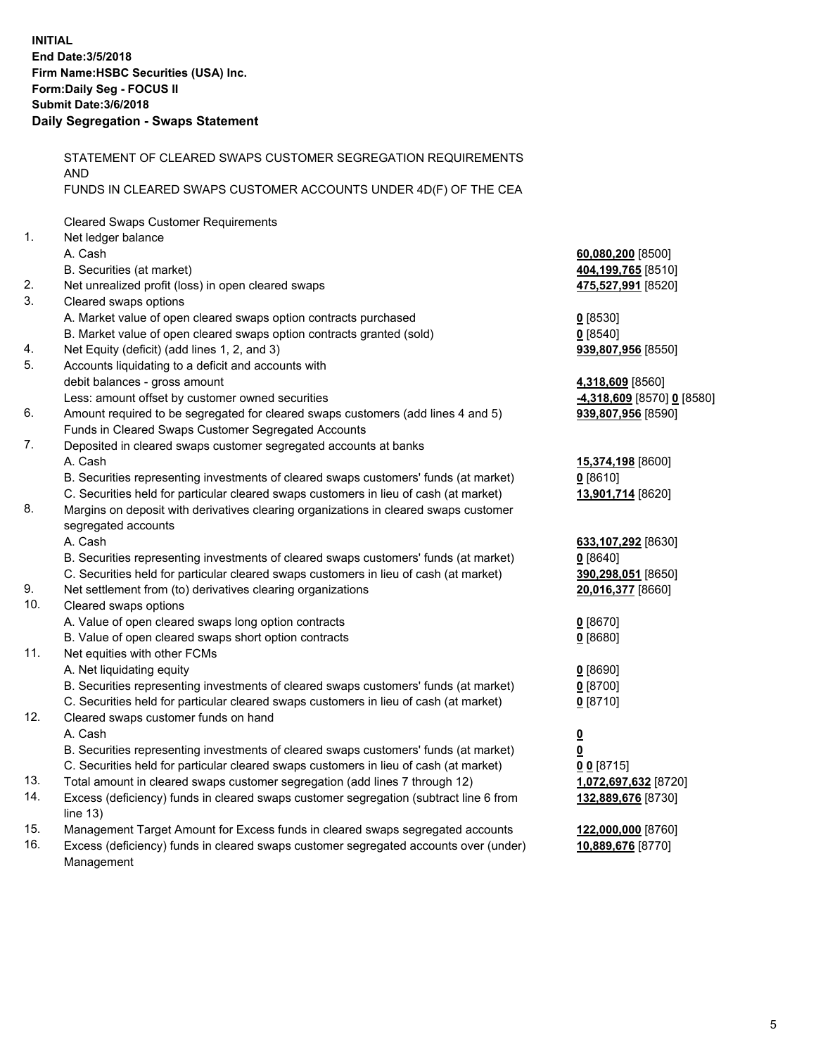**INITIAL**
**End Date:3/5/2018**
**Firm Name:HSBC Securities (USA) Inc.**
**Form:Daily Seg - FOCUS II**
**Submit Date:3/6/2018**
**Daily Segregation - Swaps Statement**

STATEMENT OF CLEARED SWAPS CUSTOMER SEGREGATION REQUIREMENTS AND
FUNDS IN CLEARED SWAPS CUSTOMER ACCOUNTS UNDER 4D(F) OF THE CEA

| | | |
|---|---|---|
| | Cleared Swaps Customer Requirements | |
| 1. | Net ledger balance | |
| | A. Cash | **60,080,200** [8500] |
| | B. Securities (at market) | **404,199,765** [8510] |
| 2. | Net unrealized profit (loss) in open cleared swaps | **475,527,991** [8520] |
| 3. | Cleared swaps options | |
| | A. Market value of open cleared swaps option contracts purchased | **0** [8530] |
| | B. Market value of open cleared swaps option contracts granted (sold) | **0** [8540] |
| 4. | Net Equity (deficit) (add lines 1, 2, and 3) | **939,807,956** [8550] |
| 5. | Accounts liquidating to a deficit and accounts with debit balances - gross amount | **4,318,609** [8560] |
| | Less: amount offset by customer owned securities | **-4,318,609** [8570] **0** [8580] |
| 6. | Amount required to be segregated for cleared swaps customers (add lines 4 and 5) | **939,807,956** [8590] |
| | Funds in Cleared Swaps Customer Segregated Accounts | |
| 7. | Deposited in cleared swaps customer segregated accounts at banks | |
| | A. Cash | **15,374,198** [8600] |
| | B. Securities representing investments of cleared swaps customers' funds (at market) | **0** [8610] |
| | C. Securities held for particular cleared swaps customers in lieu of cash (at market) | **13,901,714** [8620] |
| 8. | Margins on deposit with derivatives clearing organizations in cleared swaps customer segregated accounts | |
| | A. Cash | **633,107,292** [8630] |
| | B. Securities representing investments of cleared swaps customers' funds (at market) | **0** [8640] |
| | C. Securities held for particular cleared swaps customers in lieu of cash (at market) | **390,298,051** [8650] |
| 9. | Net settlement from (to) derivatives clearing organizations | **20,016,377** [8660] |
| 10. | Cleared swaps options | |
| | A. Value of open cleared swaps long option contracts | **0** [8670] |
| | B. Value of open cleared swaps short option contracts | **0** [8680] |
| 11. | Net equities with other FCMs | |
| | A. Net liquidating equity | **0** [8690] |
| | B. Securities representing investments of cleared swaps customers' funds (at market) | **0** [8700] |
| | C. Securities held for particular cleared swaps customers in lieu of cash (at market) | **0** [8710] |
| 12. | Cleared swaps customer funds on hand | |
| | A. Cash | **0** |
| | B. Securities representing investments of cleared swaps customers' funds (at market) | **0** |
| | C. Securities held for particular cleared swaps customers in lieu of cash (at market) | **0** **0** [8715] |
| 13. | Total amount in cleared swaps customer segregation (add lines 7 through 12) | **1,072,697,632** [8720] |
| 14. | Excess (deficiency) funds in cleared swaps customer segregation (subtract line 6 from line 13) | **132,889,676** [8730] |
| 15. | Management Target Amount for Excess funds in cleared swaps segregated accounts | **122,000,000** [8760] |
| 16. | Excess (deficiency) funds in cleared swaps customer segregated accounts over (under) Management | **10,889,676** [8770] |